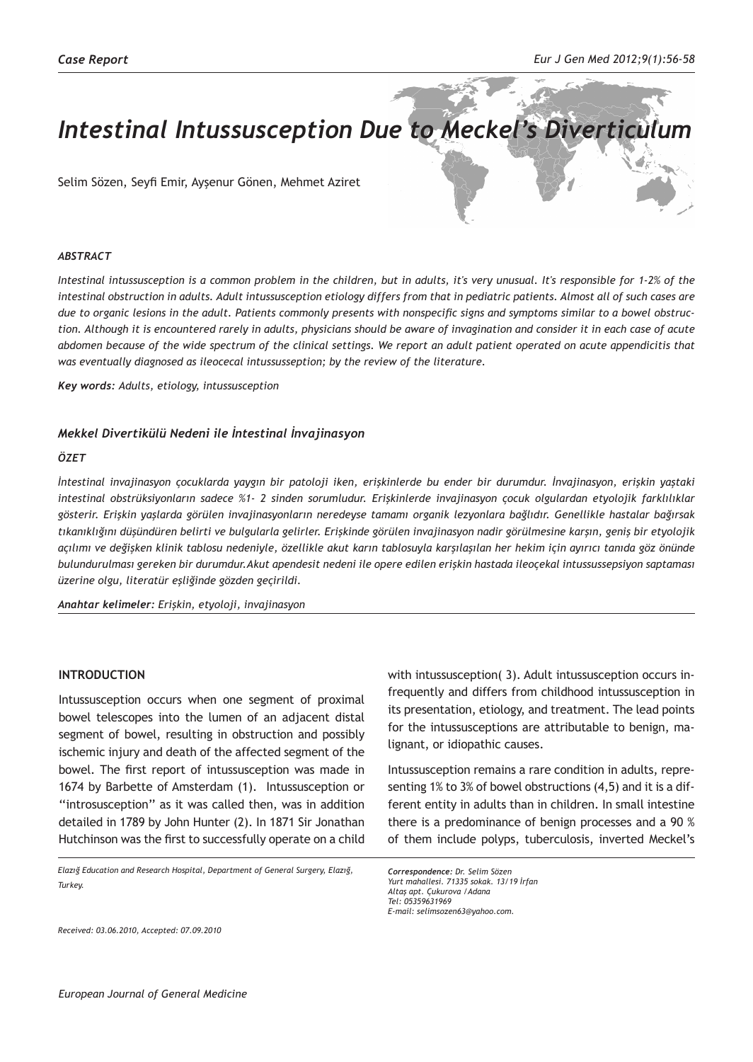*Case Report*

# *Intestinal Intussusception Due to Meckel's Diverticulum*

Selim Sözen, Seyfi Emir, Ayşenur Gönen, Mehmet Aziret

### *ABSTRACT*

*Intestinal intussusception is a common problem in the children, but in adults, it's very unusual. It's responsible for 1-2% of the intestinal obstruction in adults. Adult intussusception etiology differs from that in pediatric patients. Almost all of such cases are due to organic lesions in the adult. Patients commonly presents with nonspecific signs and symptoms similar to a bowel obstruction. Although it is encountered rarely in adults, physicians should be aware of invagination and consider it in each case of acute abdomen because of the wide spectrum of the clinical settings. We report an adult patient operated on acute appendicitis that was eventually diagnosed as ileocecal intussusception; by the review of the literature.*

***Key words:*** *Adults, etiology, intussusception*

### *Mekkel Divertikülü Nedeni ile İntestinal İnvajinasyon*

### *ÖZET*

*İntestinal invajinasyon çocuklarda yaygın bir patoloji iken, erişkinlerde bu ender bir durumdur. İnvajinasyon, erişkin yaştaki intestinal obstrüksiyonların sadece %1- 2 sinden sorumludur. Erişkinlerde invajinasyon çocuk olgulardan etyolojik farklılıklar gösterir. Erişkin yaşlarda görülen invajinasyonların neredeyse tamamı organik lezyonlara bağlıdır. Genellikle hastalar bağırsak tıkanıklığını düşündüren belirti ve bulgularla gelirler. Erişkinde görülen invajinasyon nadir görülmesine karşın, geniş bir etyolojik açılımı ve değişken klinik tablosu nedeniyle, özellikle akut karın tablosuyla karşılaşılan her hekim için ayırıcı tanıda göz önünde bulundurulması gereken bir durumdur.Akut apendesit nedeni ile opere edilen erişkin hastada ileoçekal intussussepsiyon saptaması üzerine olgu, literatür eşliğinde gözden geçirildi.*

***Anahtar kelimeler:*** *Erişkin, etyoloji, invajinasyon*

## INTRODUCTION

Intussusception occurs when one segment of proximal bowel telescopes into the lumen of an adjacent distal segment of bowel, resulting in obstruction and possibly ischemic injury and death of the affected segment of the bowel. The first report of intussusception was made in 1674 by Barbette of Amsterdam (1). Intussusception or "introsusception" as it was called then, was in addition detailed in 1789 by John Hunter (2). In 1871 Sir Jonathan Hutchinson was the first to successfully operate on a child with intussusception( 3). Adult intussusception occurs infrequently and differs from childhood intussusception in its presentation, etiology, and treatment. The lead points for the intussusceptions are attributable to benign, malignant, or idiopathic causes.

Intussusception remains a rare condition in adults, representing 1% to 3% of bowel obstructions (4,5) and it is a different entity in adults than in children. In small intestine there is a predominance of benign processes and a 90 % of them include polyps, tuberculosis, inverted Meckel's

*Elazığ Education and Research Hospital, Department of General Surgery, Elazığ, Turkey.*

***Correspondence:*** *Dr. Selim Sözen*
*Yurt mahallesi. 71335 sokak. 13/19 İrfan*
*Altaş apt. Çukurova /Adana*
*Tel: 05359631969*
*E-mail: selimsozen63@yahoo.com.*

*Received: 03.06.2010, Accepted: 07.09.2010*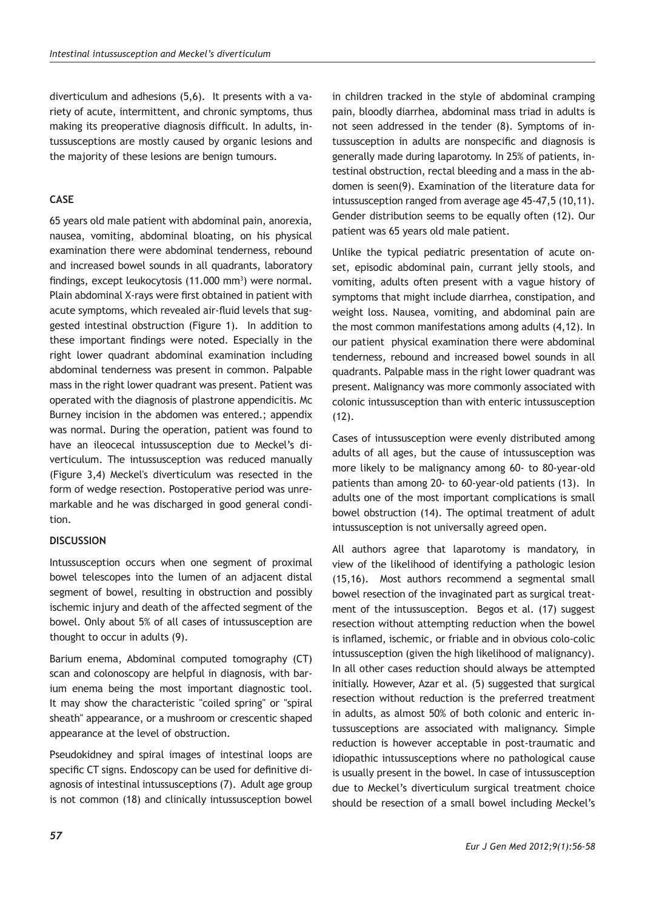diverticulum and adhesions (5,6). It presents with a variety of acute, intermittent, and chronic symptoms, thus making its preoperative diagnosis difficult. In adults, intussusceptions are mostly caused by organic lesions and the majority of these lesions are benign tumours.

## CASE

65 years old male patient with abdominal pain, anorexia, nausea, vomiting, abdominal bloating, on his physical examination there were abdominal tenderness, rebound and increased bowel sounds in all quadrants, laboratory findings, except leukocytosis (11.000 mm$^3$) were normal. Plain abdominal X-rays were first obtained in patient with acute symptoms, which revealed air-fluid levels that suggested intestinal obstruction (Figure 1). In addition to these important findings were noted. Especially in the right lower quadrant abdominal examination including abdominal tenderness was present in common. Palpable mass in the right lower quadrant was present. Patient was operated with the diagnosis of plastrone appendicitis. Mc Burney incision in the abdomen was entered.; appendix was normal. During the operation, patient was found to have an ileocecal intussusception due to Meckel's diverticulum. The intussusception was reduced manually (Figure 3,4) Meckel's diverticulum was resected in the form of wedge resection. Postoperative period was unremarkable and he was discharged in good general condition.

## DISCUSSION

Intussusception occurs when one segment of proximal bowel telescopes into the lumen of an adjacent distal segment of bowel, resulting in obstruction and possibly ischemic injury and death of the affected segment of the bowel. Only about 5% of all cases of intussusception are thought to occur in adults (9).

Barium enema, Abdominal computed tomography (CT) scan and colonoscopy are helpful in diagnosis, with barium enema being the most important diagnostic tool. It may show the characteristic "coiled spring" or "spiral sheath" appearance, or a mushroom or crescentic shaped appearance at the level of obstruction.

Pseudokidney and spiral images of intestinal loops are specific CT signs. Endoscopy can be used for definitive diagnosis of intestinal intussusceptions (7). Adult age group is not common (18) and clinically intussusception bowel in children tracked in the style of abdominal cramping pain, bloody diarrhea, abdominal mass triad in adults is not seen addressed in the tender (8). Symptoms of intussusception in adults are nonspecific and diagnosis is generally made during laparotomy. In 25% of patients, intestinal obstruction, rectal bleeding and a mass in the abdomen is seen(9). Examination of the literature data for intussusception ranged from average age 45-47,5 (10,11). Gender distribution seems to be equally often (12). Our patient was 65 years old male patient.

Unlike the typical pediatric presentation of acute onset, episodic abdominal pain, currant jelly stools, and vomiting, adults often present with a vague history of symptoms that might include diarrhea, constipation, and weight loss. Nausea, vomiting, and abdominal pain are the most common manifestations among adults (4,12). In our patient physical examination there were abdominal tenderness, rebound and increased bowel sounds in all quadrants. Palpable mass in the right lower quadrant was present. Malignancy was more commonly associated with colonic intussusception than with enteric intussusception (12).

Cases of intussusception were evenly distributed among adults of all ages, but the cause of intussusception was more likely to be malignancy among 60- to 80-year-old patients than among 20- to 60-year-old patients (13). In adults one of the most important complications is small bowel obstruction (14). The optimal treatment of adult intussusception is not universally agreed open.

All authors agree that laparotomy is mandatory, in view of the likelihood of identifying a pathologic lesion (15,16). Most authors recommend a segmental small bowel resection of the invaginated part as surgical treatment of the intussusception. Begos et al. (17) suggest resection without attempting reduction when the bowel is inflamed, ischemic, or friable and in obvious colo-colic intussusception (given the high likelihood of malignancy). In all other cases reduction should always be attempted initially. However, Azar et al. (5) suggested that surgical resection without reduction is the preferred treatment in adults, as almost 50% of both colonic and enteric intussusceptions are associated with malignancy. Simple reduction is however acceptable in post-traumatic and idiopathic intussusceptions where no pathological cause is usually present in the bowel. In case of intussusception due to Meckel's diverticulum surgical treatment choice should be resection of a small bowel including Meckel's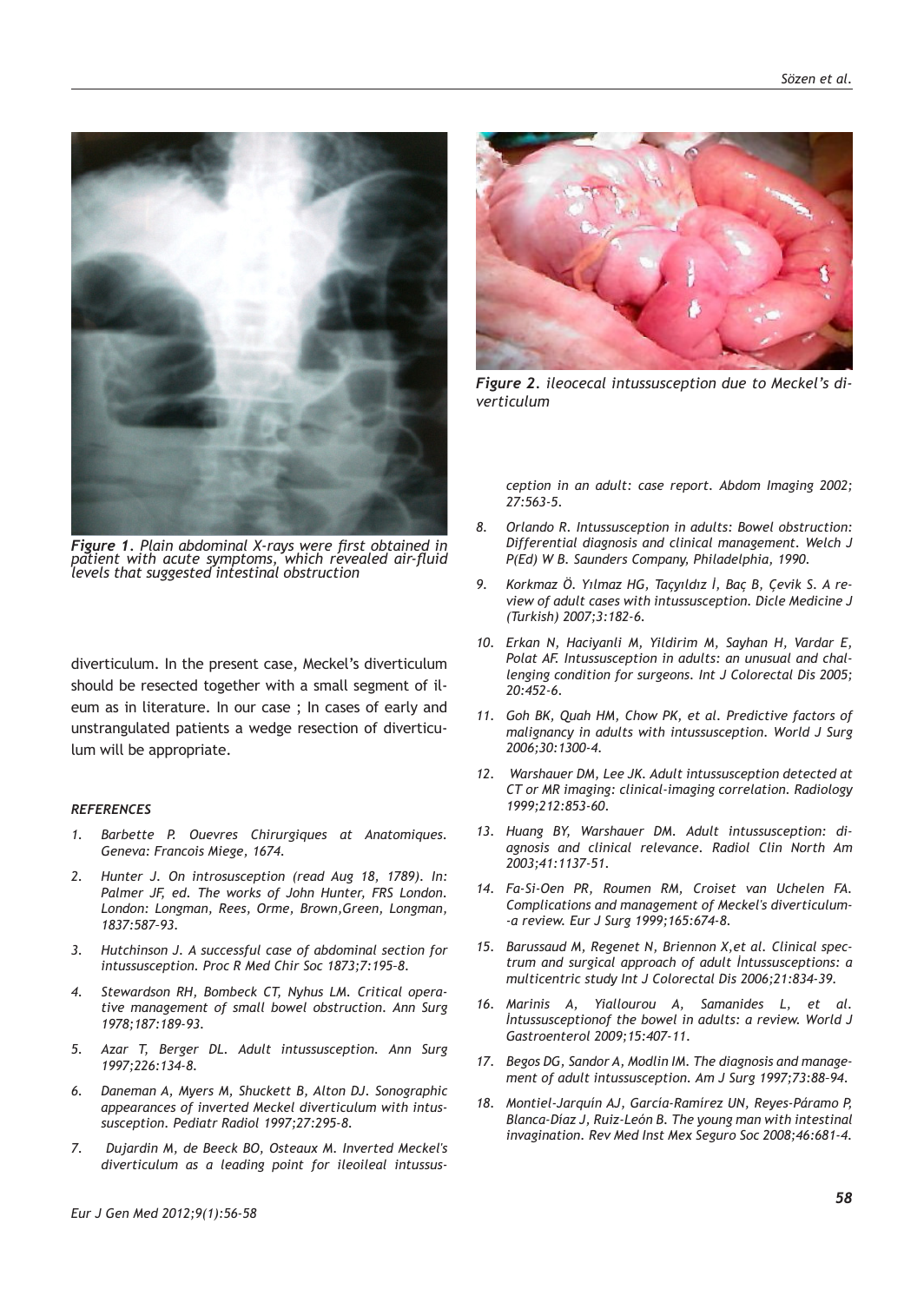*Figure 1. Plain abdominal X-rays were first obtained in patient with acute symptoms, which revealed air-fluid levels that suggested intestinal obstruction*

*Figure 2. ileocecal intussusception due to Meckel's diverticulum*

diverticulum. In the present case, Meckel's diverticulum should be resected together with a small segment of ileum as in literature. In our case ; In cases of early and unstrangulated patients a wedge resection of diverticulum will be appropriate.

### *REFERENCES*

1. *Barbette P. Ouevres Chirurgiques at Anatomiques. Geneva: Francois Miege, 1674.*
2. *Hunter J. On introsusception (read Aug 18, 1789). In: Palmer JF, ed. The works of John Hunter, FRS London. London: Longman, Rees, Orme, Brown,Green, Longman, 1837:587–93.*
3. *Hutchinson J. A successful case of abdominal section for intussusception. Proc R Med Chir Soc 1873;7:195–8.*
4. *Stewardson RH, Bombeck CT, Nyhus LM. Critical operative management of small bowel obstruction. Ann Surg 1978;187:189-93.*
5. *Azar T, Berger DL. Adult intussusception. Ann Surg 1997;226:134-8.*
6. *Daneman A, Myers M, Shuckett B, Alton DJ. Sonographic appearances of inverted Meckel diverticulum with intussusception. Pediatr Radiol 1997;27:295-8.*
7. *Dujardin M, de Beeck BO, Osteaux M. Inverted Meckel's diverticulum as a leading point for ileoileal intussusception in an adult: case report. Abdom Imaging 2002; 27:563-5.*
8. *Orlando R. Intussusception in adults: Bowel obstruction: Differential diagnosis and clinical management. Welch J P(Ed) W B. Saunders Company, Philadelphia, 1990.*
9. *Korkmaz Ö. Yılmaz HG, Taçyıldız İ, Baç B, Çevik S. A review of adult cases with intussusception. Dicle Medicine J (Turkish) 2007;3:182-6.*
10. *Erkan N, Haciyanli M, Yildirim M, Sayhan H, Vardar E, Polat AF. Intussusception in adults: an unusual and challenging condition for surgeons. Int J Colorectal Dis 2005; 20:452-6.*
11. *Goh BK, Quah HM, Chow PK, et al. Predictive factors of malignancy in adults with intussusception. World J Surg 2006;30:1300-4.*
12. *Warshauer DM, Lee JK. Adult intussusception detected at CT or MR imaging: clinical-imaging correlation. Radiology 1999;212:853-60.*
13. *Huang BY, Warshauer DM. Adult intussusception: diagnosis and clinical relevance. Radiol Clin North Am 2003;41:1137-51.*
14. *Fa-Si-Oen PR, Roumen RM, Croiset van Uchelen FA. Complications and management of Meckel's diverticulum--a review. Eur J Surg 1999;165:674-8.*
15. *Barussaud M, Regenet N, Briennon X,et al. Clinical spectrum and surgical approach of adult İntussusceptions: a multicentric study Int J Colorectal Dis 2006;21:834-39.*
16. *Marinis A, Yiallourou A, Samanides L, et al. İntussusceptionof the bowel in adults: a review. World J Gastroenterol 2009;15:407-11.*
17. *Begos DG, Sandor A, Modlin IM. The diagnosis and management of adult intussusception. Am J Surg 1997;73:88-94.*
18. *Montiel-Jarquín AJ, García-Ramírez UN, Reyes-Páramo P, Blanca-Díaz J, Ruiz-León B. The young man with intestinal invagination. Rev Med Inst Mex Seguro Soc 2008;46:681-4.*